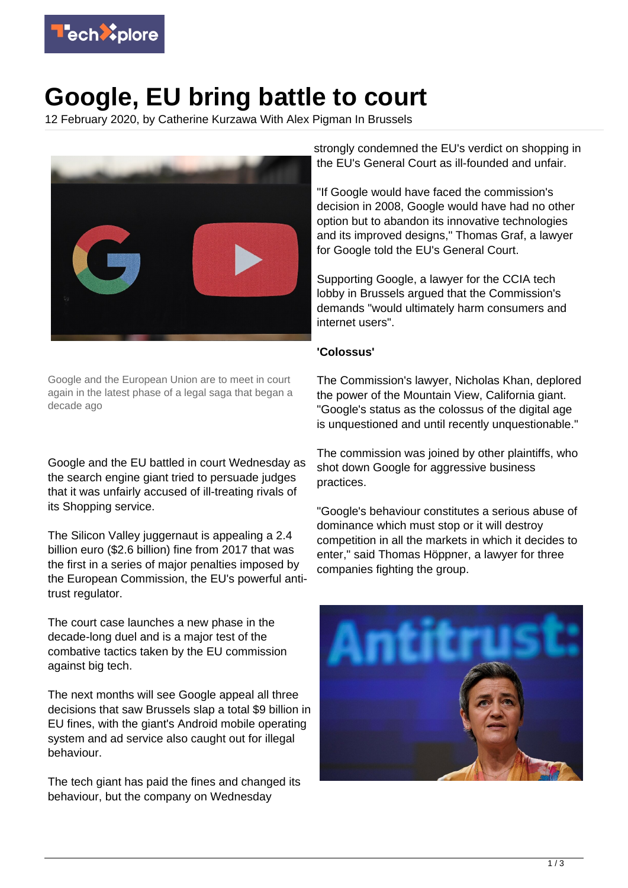# Google, EU bring battle to court

12 February 2020, by Catherine Kurzawa With Alex Pigman In Brussels

Google and the European Union are to meet in court again in the latest phase of a legal saga that began a decade ago

Google and the EU battled in court Wednesday as the search engine giant tried to persuade judges that it was unfairly accused of ill-treating rivals of its Shopping service.

The Silicon Valley juggernaut is appealing a 2.4 billion euro ($2.6 billion) fine from 2017 that was the first in a series of major penalties imposed by the European Commission, the EU's powerful anti-trust regulator.

The court case launches a new phase in the decade-long duel and is a major test of the combative tactics taken by the EU commission against big tech.

The next months will see Google appeal all three decisions that saw Brussels slap a total $9 billion in EU fines, with the giant's Android mobile operating system and ad service also caught out for illegal behaviour.

The tech giant has paid the fines and changed its behaviour, but the company on Wednesday strongly condemned the EU's verdict on shopping in the EU's General Court as ill-founded and unfair.

"If Google would have faced the commission's decision in 2008, Google would have had no other option but to abandon its innovative technologies and its improved designs," Thomas Graf, a lawyer for Google told the EU's General Court.

Supporting Google, a lawyer for the CCIA tech lobby in Brussels argued that the Commission's demands "would ultimately harm consumers and internet users".

**'Colossus'**

The Commission's lawyer, Nicholas Khan, deplored the power of the Mountain View, California giant. "Google's status as the colossus of the digital age is unquestioned and until recently unquestionable."

The commission was joined by other plaintiffs, who shot down Google for aggressive business practices.

"Google's behaviour constitutes a serious abuse of dominance which must stop or it will destroy competition in all the markets in which it decides to enter," said Thomas Höppner, a lawyer for three companies fighting the group.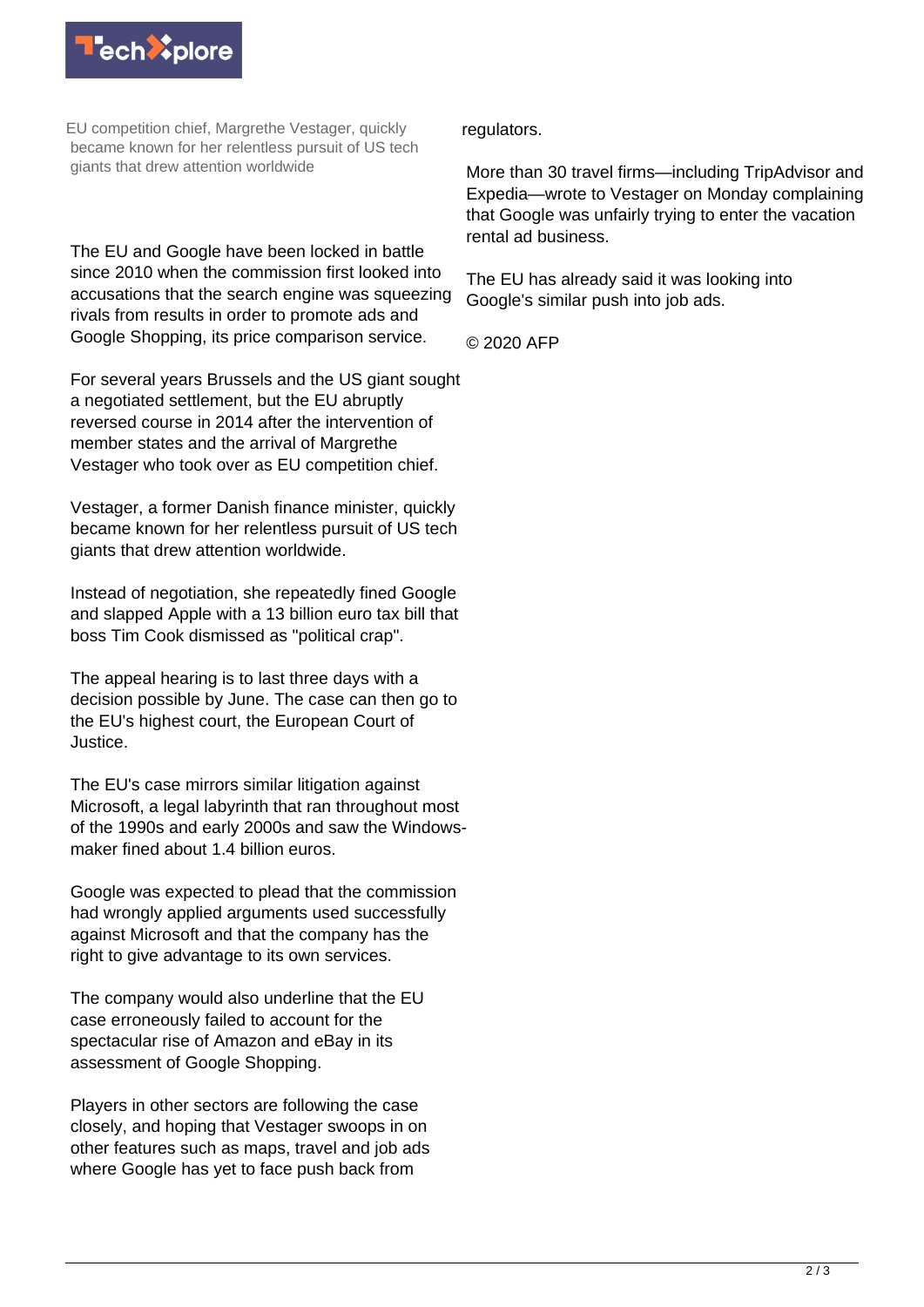EU competition chief, Margrethe Vestager, quickly became known for her relentless pursuit of US tech giants that drew attention worldwide

The EU and Google have been locked in battle since 2010 when the commission first looked into accusations that the search engine was squeezing rivals from results in order to promote ads and Google Shopping, its price comparison service.

For several years Brussels and the US giant sought a negotiated settlement, but the EU abruptly reversed course in 2014 after the intervention of member states and the arrival of Margrethe Vestager who took over as EU competition chief.

Vestager, a former Danish finance minister, quickly became known for her relentless pursuit of US tech giants that drew attention worldwide.

Instead of negotiation, she repeatedly fined Google and slapped Apple with a 13 billion euro tax bill that boss Tim Cook dismissed as "political crap".

The appeal hearing is to last three days with a decision possible by June. The case can then go to the EU's highest court, the European Court of Justice.

The EU's case mirrors similar litigation against Microsoft, a legal labyrinth that ran throughout most of the 1990s and early 2000s and saw the Windows-maker fined about 1.4 billion euros.

Google was expected to plead that the commission had wrongly applied arguments used successfully against Microsoft and that the company has the right to give advantage to its own services.

The company would also underline that the EU case erroneously failed to account for the spectacular rise of Amazon and eBay in its assessment of Google Shopping.

Players in other sectors are following the case closely, and hoping that Vestager swoops in on other features such as maps, travel and job ads where Google has yet to face push back from regulators.

More than 30 travel firms—including TripAdvisor and Expedia—wrote to Vestager on Monday complaining that Google was unfairly trying to enter the vacation rental ad business.

The EU has already said it was looking into Google's similar push into job ads.

© 2020 AFP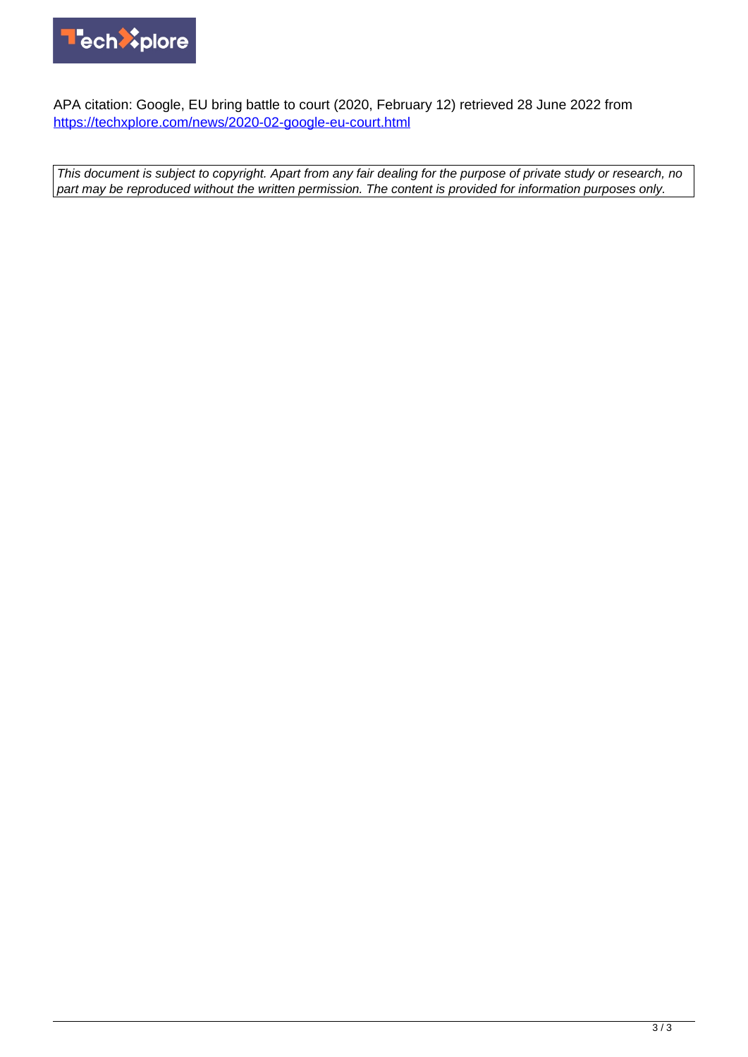APA citation: Google, EU bring battle to court (2020, February 12) retrieved 28 June 2022 from https://techxplore.com/news/2020-02-google-eu-court.html

*This document is subject to copyright. Apart from any fair dealing for the purpose of private study or research, no part may be reproduced without the written permission. The content is provided for information purposes only.*